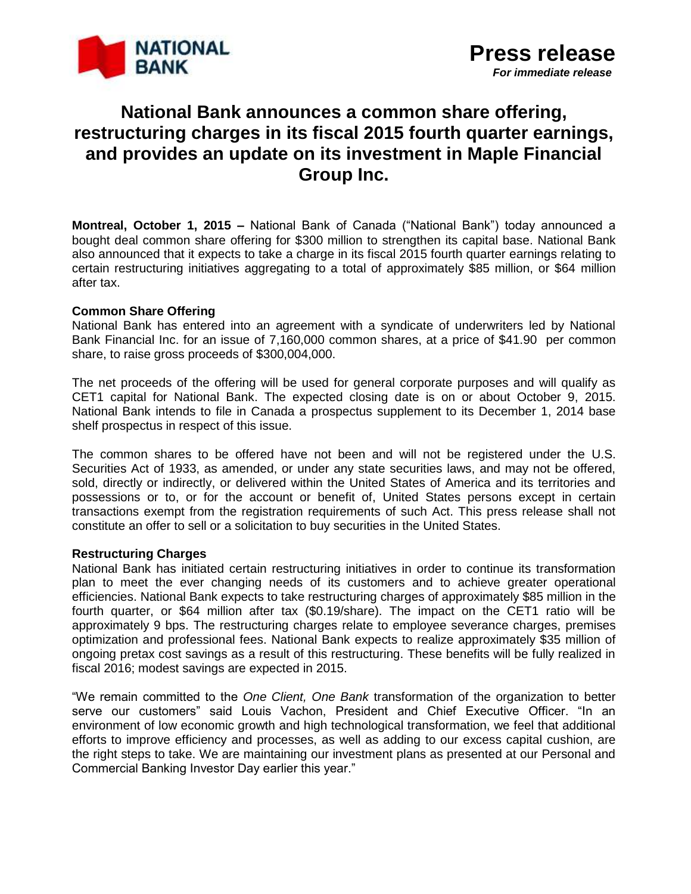**Press release**

***For immediate release***

# National Bank announces a common share offering, restructuring charges in its fiscal 2015 fourth quarter earnings, and provides an update on its investment in Maple Financial Group Inc.

**Montreal, October 1, 2015 –** National Bank of Canada ("National Bank") today announced a bought deal common share offering for $300 million to strengthen its capital base. National Bank also announced that it expects to take a charge in its fiscal 2015 fourth quarter earnings relating to certain restructuring initiatives aggregating to a total of approximately $85 million, or $64 million after tax.

**Common Share Offering**

National Bank has entered into an agreement with a syndicate of underwriters led by National Bank Financial Inc. for an issue of 7,160,000 common shares, at a price of $41.90 per common share, to raise gross proceeds of $300,004,000.

The net proceeds of the offering will be used for general corporate purposes and will qualify as CET1 capital for National Bank. The expected closing date is on or about October 9, 2015. National Bank intends to file in Canada a prospectus supplement to its December 1, 2014 base shelf prospectus in respect of this issue.

The common shares to be offered have not been and will not be registered under the U.S. Securities Act of 1933, as amended, or under any state securities laws, and may not be offered, sold, directly or indirectly, or delivered within the United States of America and its territories and possessions or to, or for the account or benefit of, United States persons except in certain transactions exempt from the registration requirements of such Act. This press release shall not constitute an offer to sell or a solicitation to buy securities in the United States.

**Restructuring Charges**

National Bank has initiated certain restructuring initiatives in order to continue its transformation plan to meet the ever changing needs of its customers and to achieve greater operational efficiencies. National Bank expects to take restructuring charges of approximately $85 million in the fourth quarter, or $64 million after tax ($0.19/share). The impact on the CET1 ratio will be approximately 9 bps. The restructuring charges relate to employee severance charges, premises optimization and professional fees. National Bank expects to realize approximately $35 million of ongoing pretax cost savings as a result of this restructuring. These benefits will be fully realized in fiscal 2016; modest savings are expected in 2015.

"We remain committed to the *One Client, One Bank* transformation of the organization to better serve our customers" said Louis Vachon, President and Chief Executive Officer. "In an environment of low economic growth and high technological transformation, we feel that additional efforts to improve efficiency and processes, as well as adding to our excess capital cushion, are the right steps to take. We are maintaining our investment plans as presented at our Personal and Commercial Banking Investor Day earlier this year."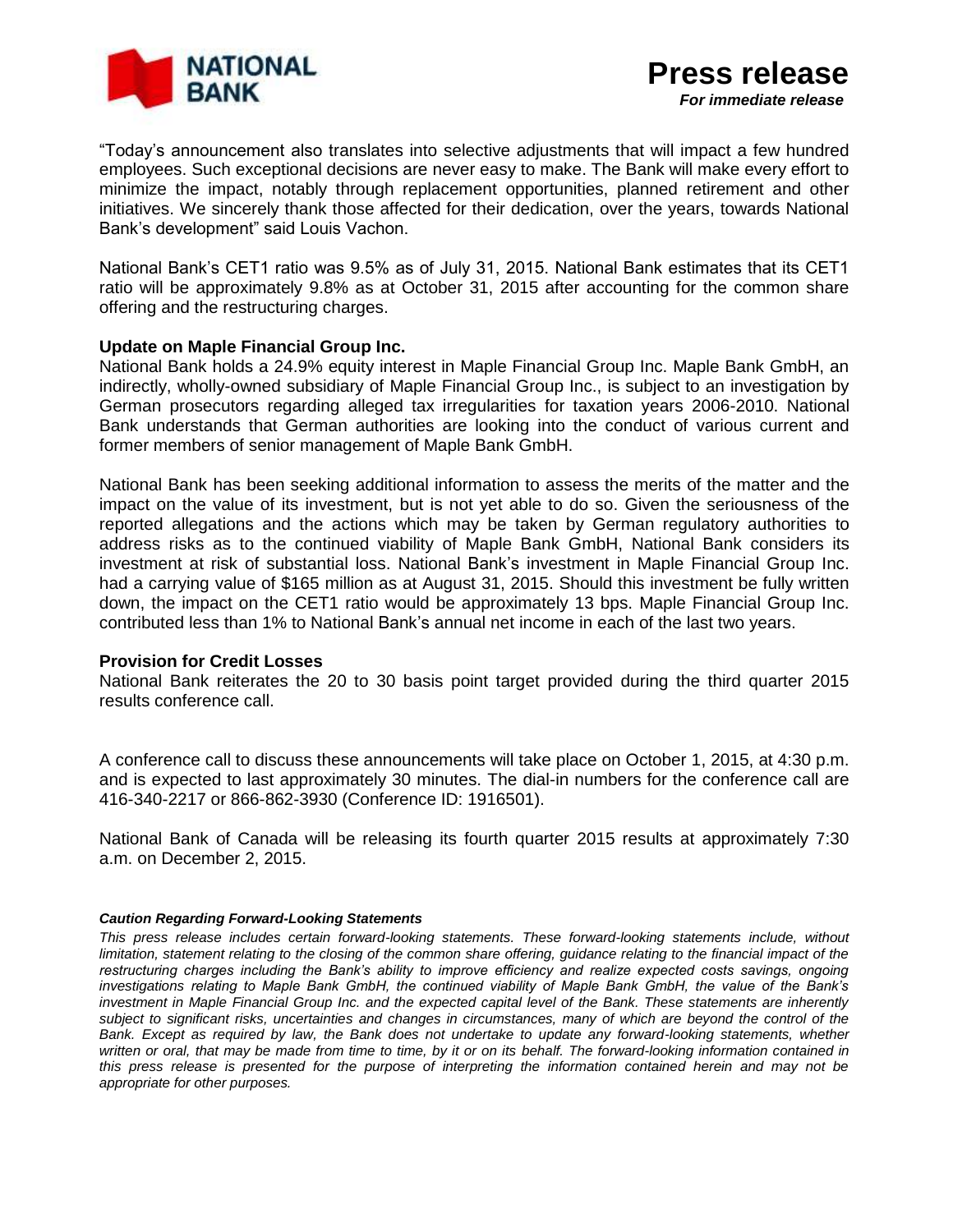"Today's announcement also translates into selective adjustments that will impact a few hundred employees. Such exceptional decisions are never easy to make. The Bank will make every effort to minimize the impact, notably through replacement opportunities, planned retirement and other initiatives. We sincerely thank those affected for their dedication, over the years, towards National Bank's development" said Louis Vachon.

National Bank's CET1 ratio was 9.5% as of July 31, 2015. National Bank estimates that its CET1 ratio will be approximately 9.8% as at October 31, 2015 after accounting for the common share offering and the restructuring charges.

**Update on Maple Financial Group Inc.**

National Bank holds a 24.9% equity interest in Maple Financial Group Inc. Maple Bank GmbH, an indirectly, wholly-owned subsidiary of Maple Financial Group Inc., is subject to an investigation by German prosecutors regarding alleged tax irregularities for taxation years 2006-2010. National Bank understands that German authorities are looking into the conduct of various current and former members of senior management of Maple Bank GmbH.

National Bank has been seeking additional information to assess the merits of the matter and the impact on the value of its investment, but is not yet able to do so. Given the seriousness of the reported allegations and the actions which may be taken by German regulatory authorities to address risks as to the continued viability of Maple Bank GmbH, National Bank considers its investment at risk of substantial loss. National Bank's investment in Maple Financial Group Inc. had a carrying value of $165 million as at August 31, 2015. Should this investment be fully written down, the impact on the CET1 ratio would be approximately 13 bps. Maple Financial Group Inc. contributed less than 1% to National Bank's annual net income in each of the last two years.

**Provision for Credit Losses**

National Bank reiterates the 20 to 30 basis point target provided during the third quarter 2015 results conference call.

A conference call to discuss these announcements will take place on October 1, 2015, at 4:30 p.m. and is expected to last approximately 30 minutes. The dial-in numbers for the conference call are 416-340-2217 or 866-862-3930 (Conference ID: 1916501).

National Bank of Canada will be releasing its fourth quarter 2015 results at approximately 7:30 a.m. on December 2, 2015.

***Caution Regarding Forward-Looking Statements***

*This press release includes certain forward-looking statements. These forward-looking statements include, without limitation, statement relating to the closing of the common share offering, guidance relating to the financial impact of the restructuring charges including the Bank's ability to improve efficiency and realize expected costs savings, ongoing investigations relating to Maple Bank GmbH, the continued viability of Maple Bank GmbH, the value of the Bank's investment in Maple Financial Group Inc. and the expected capital level of the Bank. These statements are inherently subject to significant risks, uncertainties and changes in circumstances, many of which are beyond the control of the Bank. Except as required by law, the Bank does not undertake to update any forward-looking statements, whether written or oral, that may be made from time to time, by it or on its behalf. The forward-looking information contained in this press release is presented for the purpose of interpreting the information contained herein and may not be appropriate for other purposes.*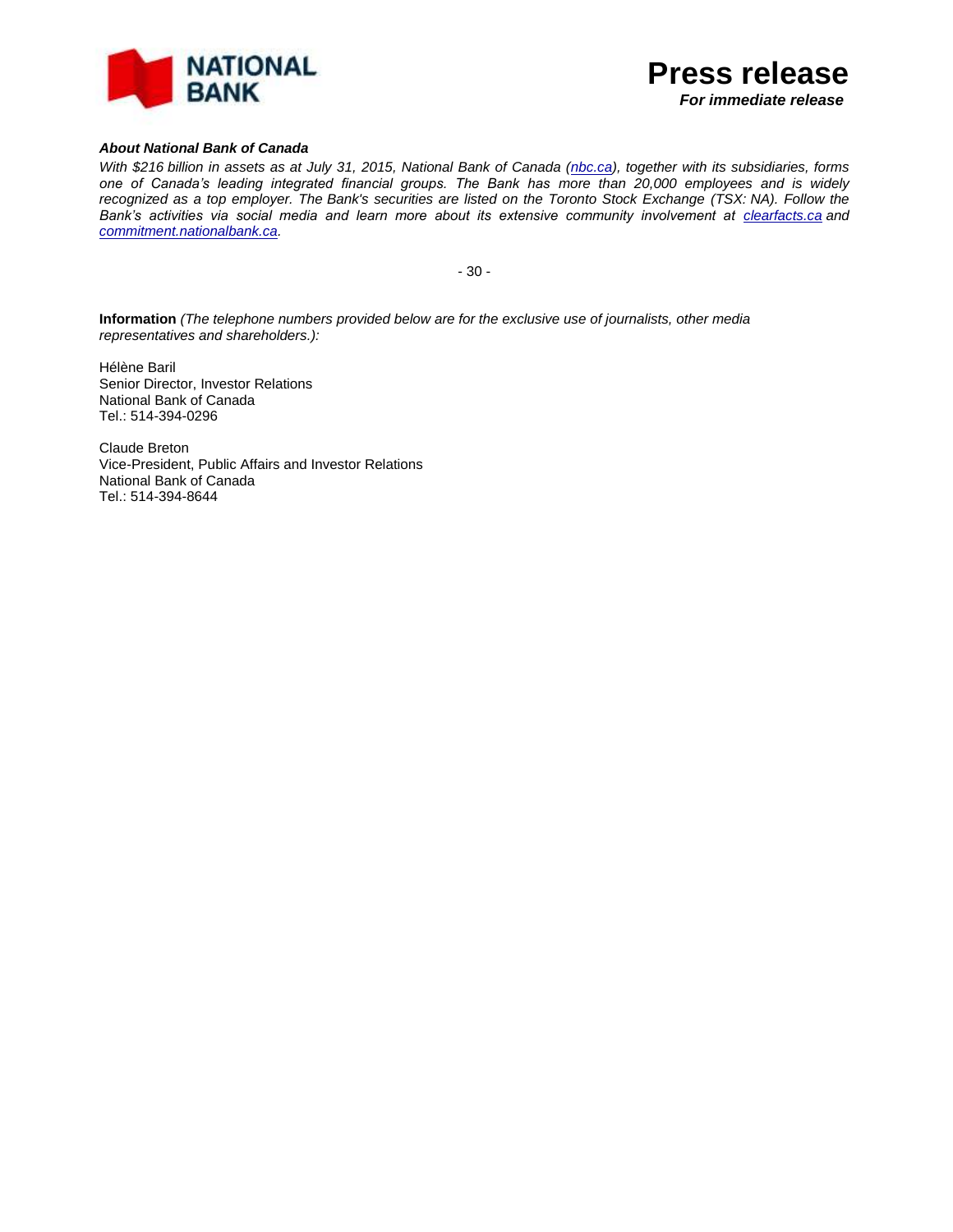**Press release**
***For immediate release***

***About National Bank of Canada***

*With $216 billion in assets as at July 31, 2015, National Bank of Canada ([nbc.ca](nbc.ca)), together with its subsidiaries, forms one of Canada's leading integrated financial groups. The Bank has more than 20,000 employees and is widely recognized as a top employer. The Bank's securities are listed on the Toronto Stock Exchange (TSX: NA). Follow the Bank's activities via social media and learn more about its extensive community involvement at [clearfacts.ca](clearfacts.ca) and [commitment.nationalbank.ca](commitment.nationalbank.ca).*

- 30 -

**Information** *(The telephone numbers provided below are for the exclusive use of journalists, other media representatives and shareholders.):*

Hélène Baril
Senior Director, Investor Relations
National Bank of Canada
Tel.: 514-394-0296

Claude Breton
Vice-President, Public Affairs and Investor Relations
National Bank of Canada
Tel.: 514-394-8644